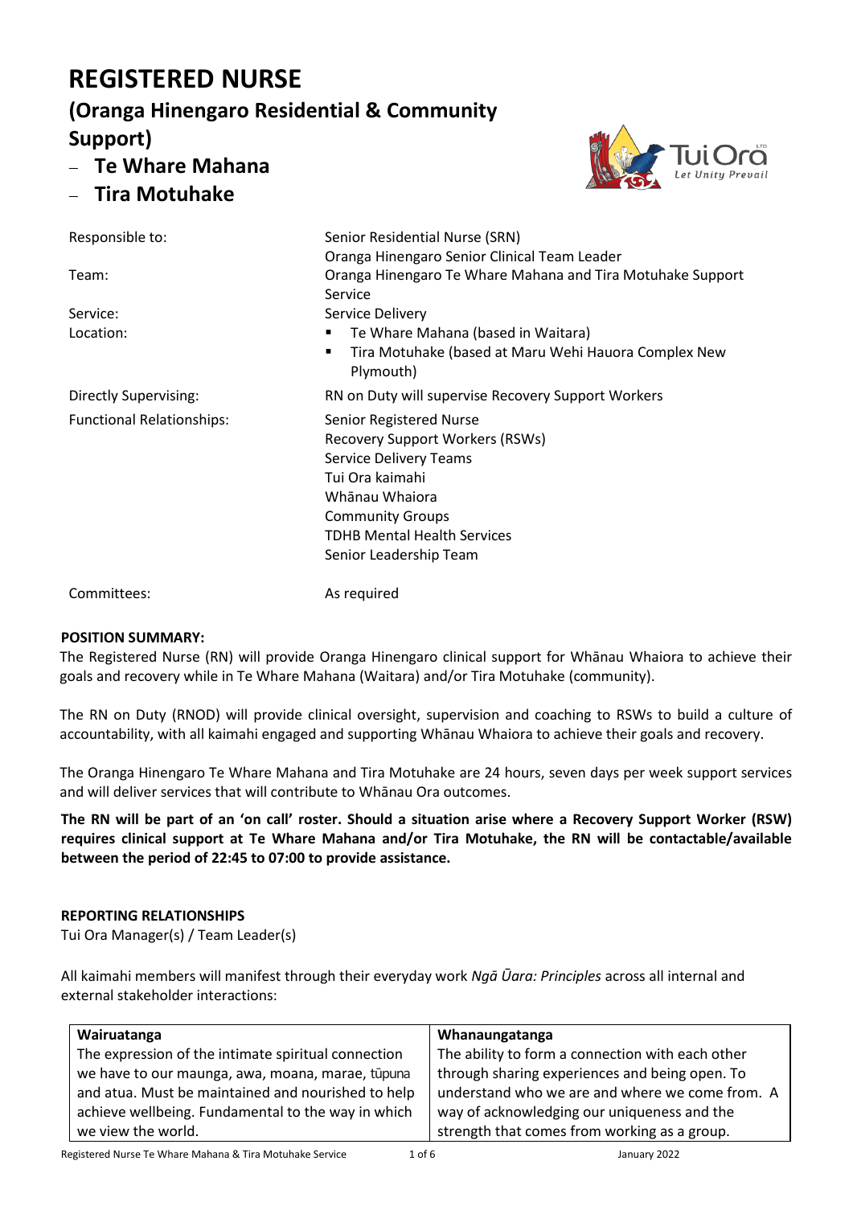# REGISTERED NURSE

## (Oranga Hinengaro Residential & Community Support)

- **Te Whare Mahana**
- **Tira Motuhake**

| | |
|---|---|
| Responsible to: | Senior Residential Nurse (SRN)<br>Oranga Hinengaro Senior Clinical Team Leader |
| Team: | Oranga Hinengaro Te Whare Mahana and Tira Motuhake Support Service |
| Service: | Service Delivery |
| Location: | ▪ Te Whare Mahana (based in Waitara)<br>▪ Tira Motuhake (based at Maru Wehi Hauora Complex New Plymouth) |
| Directly Supervising: | RN on Duty will supervise Recovery Support Workers |
| Functional Relationships: | Senior Registered Nurse<br>Recovery Support Workers (RSWs)<br>Service Delivery Teams<br>Tui Ora kaimahi<br>Whānau Whaiora<br>Community Groups<br>TDHB Mental Health Services<br>Senior Leadership Team |
| Committees: | As required |

**POSITION SUMMARY:**

The Registered Nurse (RN) will provide Oranga Hinengaro clinical support for Whānau Whaiora to achieve their goals and recovery while in Te Whare Mahana (Waitara) and/or Tira Motuhake (community).

The RN on Duty (RNOD) will provide clinical oversight, supervision and coaching to RSWs to build a culture of accountability, with all kaimahi engaged and supporting Whānau Whaiora to achieve their goals and recovery.

The Oranga Hinengaro Te Whare Mahana and Tira Motuhake are 24 hours, seven days per week support services and will deliver services that will contribute to Whānau Ora outcomes.

**The RN will be part of an 'on call' roster. Should a situation arise where a Recovery Support Worker (RSW) requires clinical support at Te Whare Mahana and/or Tira Motuhake, the RN will be contactable/available between the period of 22:45 to 07:00 to provide assistance.**

**REPORTING RELATIONSHIPS**

Tui Ora Manager(s) / Team Leader(s)

All kaimahi members will manifest through their everyday work *Ngā Ūara: Principles* across all internal and external stakeholder interactions:

| **Wairuatanga** | **Whanaungatanga** |
|---|---|
| The expression of the intimate spiritual connection we have to our maunga, awa, moana, marae, tūpuna and atua. Must be maintained and nourished to help achieve wellbeing. Fundamental to the way in which we view the world. | The ability to form a connection with each other through sharing experiences and being open. To understand who we are and where we come from. A way of acknowledging our uniqueness and the strength that comes from working as a group. |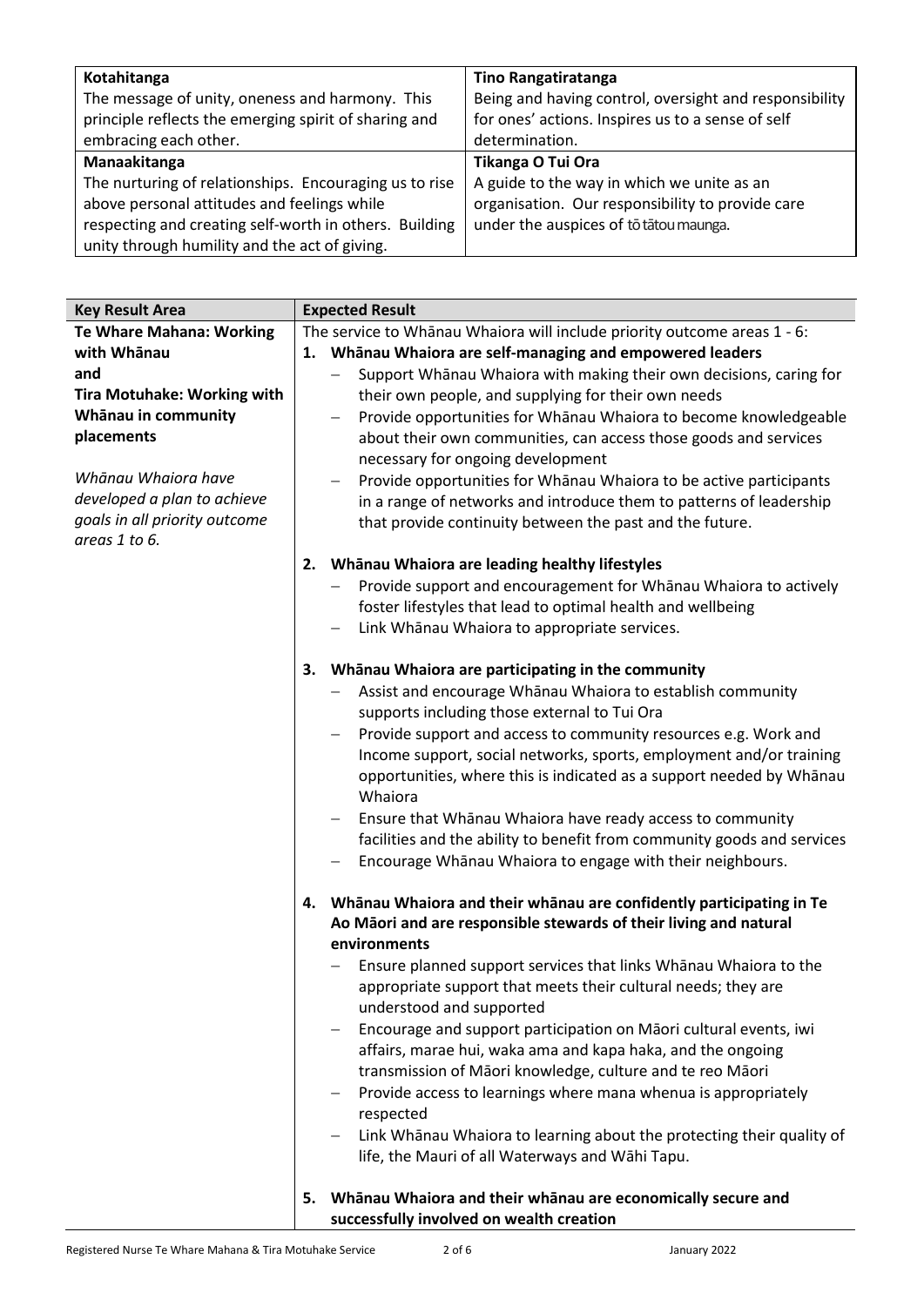| Kotahitanga | Tino Rangatiratanga |
| --- | --- |
| The message of unity, oneness and harmony. This principle reflects the emerging spirit of sharing and embracing each other. | Being and having control, oversight and responsibility for ones' actions. Inspires us to a sense of self determination. |
| **Manaakitanga** | **Tikanga O Tui Ora** |
| The nurturing of relationships. Encouraging us to rise above personal attitudes and feelings while respecting and creating self-worth in others. Building unity through humility and the act of giving. | A guide to the way in which we unite as an organisation. Our responsibility to provide care under the auspices of tō tātou maunga. |

| Key Result Area | Expected Result |
| --- | --- |
| **Te Whare Mahana: Working with Whānau and Tira Motuhake: Working with Whānau in community placements**<br><br>*Whānau Whaiora have developed a plan to achieve goals in all priority outcome areas 1 to 6.* | The service to Whānau Whaiora will include priority outcome areas 1 - 6:<br>**1. Whānau Whaiora are self-managing and empowered leaders**<br>– Support Whānau Whaiora with making their own decisions, caring for their own people, and supplying for their own needs<br>– Provide opportunities for Whānau Whaiora to become knowledgeable about their own communities, can access those goods and services necessary for ongoing development<br>– Provide opportunities for Whānau Whaiora to be active participants in a range of networks and introduce them to patterns of leadership that provide continuity between the past and the future.<br><br>**2. Whānau Whaiora are leading healthy lifestyles**<br>– Provide support and encouragement for Whānau Whaiora to actively foster lifestyles that lead to optimal health and wellbeing<br>– Link Whānau Whaiora to appropriate services.<br><br>**3. Whānau Whaiora are participating in the community**<br>– Assist and encourage Whānau Whaiora to establish community supports including those external to Tui Ora<br>– Provide support and access to community resources e.g. Work and Income support, social networks, sports, employment and/or training opportunities, where this is indicated as a support needed by Whānau Whaiora<br>– Ensure that Whānau Whaiora have ready access to community facilities and the ability to benefit from community goods and services<br>– Encourage Whānau Whaiora to engage with their neighbours.<br><br>**4. Whānau Whaiora and their whānau are confidently participating in Te Ao Māori and are responsible stewards of their living and natural environments**<br>– Ensure planned support services that links Whānau Whaiora to the appropriate support that meets their cultural needs; they are understood and supported<br>– Encourage and support participation on Māori cultural events, iwi affairs, marae hui, waka ama and kapa haka, and the ongoing transmission of Māori knowledge, culture and te reo Māori<br>– Provide access to learnings where mana whenua is appropriately respected<br>– Link Whānau Whaiora to learning about the protecting their quality of life, the Mauri of all Waterways and Wāhi Tapu.<br><br>**5. Whānau Whaiora and their whānau are economically secure and successfully involved on wealth creation** |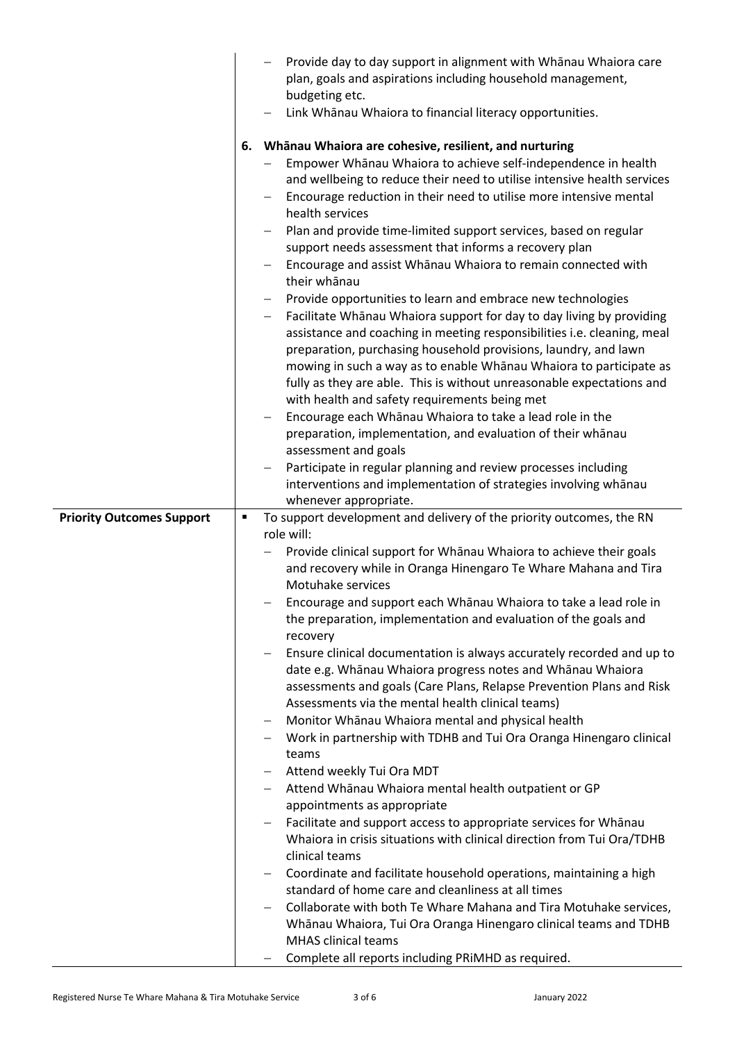| | |
|---|---|
| | – Provide day to day support in alignment with Whānau Whaiora care plan, goals and aspirations including household management, budgeting etc.<br>– Link Whānau Whaiora to financial literacy opportunities.<br><br>**6. Whānau Whaiora are cohesive, resilient, and nurturing**<br>– Empower Whānau Whaiora to achieve self-independence in health and wellbeing to reduce their need to utilise intensive health services<br>– Encourage reduction in their need to utilise more intensive mental health services<br>– Plan and provide time-limited support services, based on regular support needs assessment that informs a recovery plan<br>– Encourage and assist Whānau Whaiora to remain connected with their whānau<br>– Provide opportunities to learn and embrace new technologies<br>– Facilitate Whānau Whaiora support for day to day living by providing assistance and coaching in meeting responsibilities i.e. cleaning, meal preparation, purchasing household provisions, laundry, and lawn mowing in such a way as to enable Whānau Whaiora to participate as fully as they are able. This is without unreasonable expectations and with health and safety requirements being met<br>– Encourage each Whānau Whaiora to take a lead role in the preparation, implementation, and evaluation of their whānau assessment and goals<br>– Participate in regular planning and review processes including interventions and implementation of strategies involving whānau whenever appropriate. |
| **Priority Outcomes Support** | ▪ To support development and delivery of the priority outcomes, the RN role will:<br>– Provide clinical support for Whānau Whaiora to achieve their goals and recovery while in Oranga Hinengaro Te Whare Mahana and Tira Motuhake services<br>– Encourage and support each Whānau Whaiora to take a lead role in the preparation, implementation and evaluation of the goals and recovery<br>– Ensure clinical documentation is always accurately recorded and up to date e.g. Whānau Whaiora progress notes and Whānau Whaiora assessments and goals (Care Plans, Relapse Prevention Plans and Risk Assessments via the mental health clinical teams)<br>– Monitor Whānau Whaiora mental and physical health<br>– Work in partnership with TDHB and Tui Ora Oranga Hinengaro clinical teams<br>– Attend weekly Tui Ora MDT<br>– Attend Whānau Whaiora mental health outpatient or GP appointments as appropriate<br>– Facilitate and support access to appropriate services for Whānau Whaiora in crisis situations with clinical direction from Tui Ora/TDHB clinical teams<br>– Coordinate and facilitate household operations, maintaining a high standard of home care and cleanliness at all times<br>– Collaborate with both Te Whare Mahana and Tira Motuhake services, Whānau Whaiora, Tui Ora Oranga Hinengaro clinical teams and TDHB MHAS clinical teams<br>– Complete all reports including PRiMHD as required. |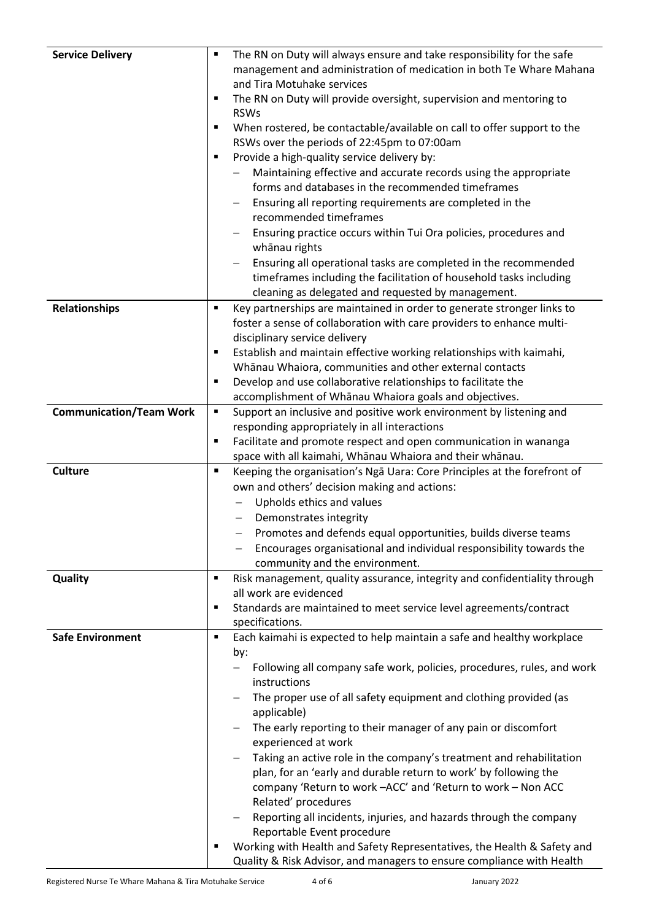| | |
|---|---|
| **Service Delivery** | ▪ The RN on Duty will always ensure and take responsibility for the safe management and administration of medication in both Te Whare Mahana and Tira Motuhake services<br>▪ The RN on Duty will provide oversight, supervision and mentoring to RSWs<br>▪ When rostered, be contactable/available on call to offer support to the RSWs over the periods of 22:45pm to 07:00am<br>▪ Provide a high-quality service delivery by:<br>  – Maintaining effective and accurate records using the appropriate forms and databases in the recommended timeframes<br>  – Ensuring all reporting requirements are completed in the recommended timeframes<br>  – Ensuring practice occurs within Tui Ora policies, procedures and whānau rights<br>  – Ensuring all operational tasks are completed in the recommended timeframes including the facilitation of household tasks including cleaning as delegated and requested by management. |
| **Relationships** | ▪ Key partnerships are maintained in order to generate stronger links to foster a sense of collaboration with care providers to enhance multi-disciplinary service delivery<br>▪ Establish and maintain effective working relationships with kaimahi, Whānau Whaiora, communities and other external contacts<br>▪ Develop and use collaborative relationships to facilitate the accomplishment of Whānau Whaiora goals and objectives. |
| **Communication/Team Work** | ▪ Support an inclusive and positive work environment by listening and responding appropriately in all interactions<br>▪ Facilitate and promote respect and open communication in wananga space with all kaimahi, Whānau Whaiora and their whānau. |
| **Culture** | ▪ Keeping the organisation's Ngā Uara: Core Principles at the forefront of own and others' decision making and actions:<br>  – Upholds ethics and values<br>  – Demonstrates integrity<br>  – Promotes and defends equal opportunities, builds diverse teams<br>  – Encourages organisational and individual responsibility towards the community and the environment. |
| **Quality** | ▪ Risk management, quality assurance, integrity and confidentiality through all work are evidenced<br>▪ Standards are maintained to meet service level agreements/contract specifications. |
| **Safe Environment** | ▪ Each kaimahi is expected to help maintain a safe and healthy workplace by:<br>  – Following all company safe work, policies, procedures, rules, and work instructions<br>  – The proper use of all safety equipment and clothing provided (as applicable)<br>  – The early reporting to their manager of any pain or discomfort experienced at work<br>  – Taking an active role in the company's treatment and rehabilitation plan, for an 'early and durable return to work' by following the company 'Return to work –ACC' and 'Return to work – Non ACC Related' procedures<br>  – Reporting all incidents, injuries, and hazards through the company Reportable Event procedure<br>▪ Working with Health and Safety Representatives, the Health & Safety and Quality & Risk Advisor, and managers to ensure compliance with Health |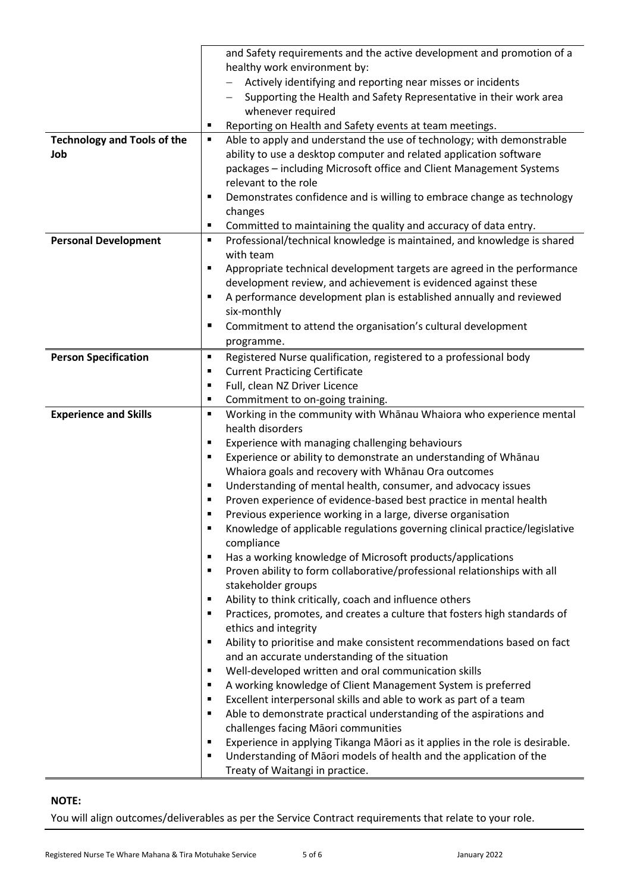| | |
|---|---|
| | and Safety requirements and the active development and promotion of a healthy work environment by:<br>– Actively identifying and reporting near misses or incidents<br>– Supporting the Health and Safety Representative in their work area whenever required<br>▪ Reporting on Health and Safety events at team meetings. |
| **Technology and Tools of the Job** | ▪ Able to apply and understand the use of technology; with demonstrable ability to use a desktop computer and related application software packages – including Microsoft office and Client Management Systems relevant to the role<br>▪ Demonstrates confidence and is willing to embrace change as technology changes<br>▪ Committed to maintaining the quality and accuracy of data entry. |
| **Personal Development** | ▪ Professional/technical knowledge is maintained, and knowledge is shared with team<br>▪ Appropriate technical development targets are agreed in the performance development review, and achievement is evidenced against these<br>▪ A performance development plan is established annually and reviewed six-monthly<br>▪ Commitment to attend the organisation's cultural development programme. |
| **Person Specification** | ▪ Registered Nurse qualification, registered to a professional body<br>▪ Current Practicing Certificate<br>▪ Full, clean NZ Driver Licence<br>▪ Commitment to on-going training. |
| **Experience and Skills** | ▪ Working in the community with Whānau Whaiora who experience mental health disorders<br>▪ Experience with managing challenging behaviours<br>▪ Experience or ability to demonstrate an understanding of Whānau Whaiora goals and recovery with Whānau Ora outcomes<br>▪ Understanding of mental health, consumer, and advocacy issues<br>▪ Proven experience of evidence-based best practice in mental health<br>▪ Previous experience working in a large, diverse organisation<br>▪ Knowledge of applicable regulations governing clinical practice/legislative compliance<br>▪ Has a working knowledge of Microsoft products/applications<br>▪ Proven ability to form collaborative/professional relationships with all stakeholder groups<br>▪ Ability to think critically, coach and influence others<br>▪ Practices, promotes, and creates a culture that fosters high standards of ethics and integrity<br>▪ Ability to prioritise and make consistent recommendations based on fact and an accurate understanding of the situation<br>▪ Well-developed written and oral communication skills<br>▪ A working knowledge of Client Management System is preferred<br>▪ Excellent interpersonal skills and able to work as part of a team<br>▪ Able to demonstrate practical understanding of the aspirations and challenges facing Māori communities<br>▪ Experience in applying Tikanga Māori as it applies in the role is desirable.<br>▪ Understanding of Māori models of health and the application of the Treaty of Waitangi in practice. |

**NOTE:**

You will align outcomes/deliverables as per the Service Contract requirements that relate to your role.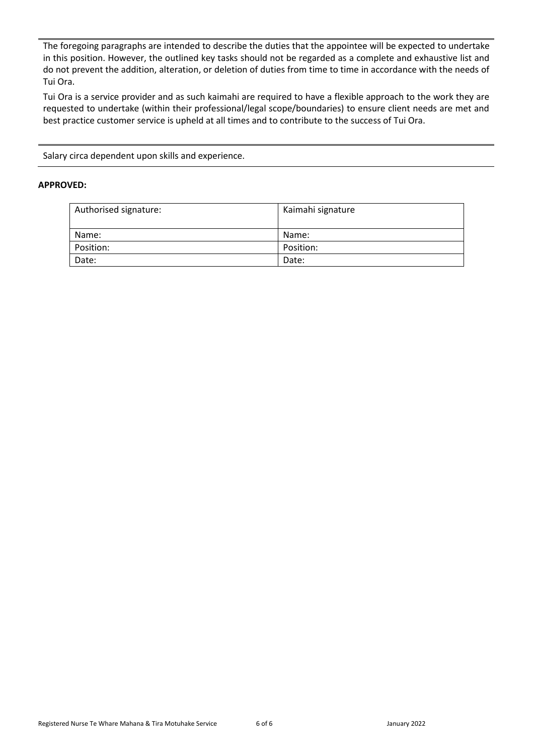The foregoing paragraphs are intended to describe the duties that the appointee will be expected to undertake in this position. However, the outlined key tasks should not be regarded as a complete and exhaustive list and do not prevent the addition, alteration, or deletion of duties from time to time in accordance with the needs of Tui Ora.

Tui Ora is a service provider and as such kaimahi are required to have a flexible approach to the work they are requested to undertake (within their professional/legal scope/boundaries) to ensure client needs are met and best practice customer service is upheld at all times and to contribute to the success of Tui Ora.

Salary circa dependent upon skills and experience.

**APPROVED:**

| | |
|---|---|
| Authorised signature: | Kaimahi signature |
| Name: | Name: |
| Position: | Position: |
| Date: | Date: |